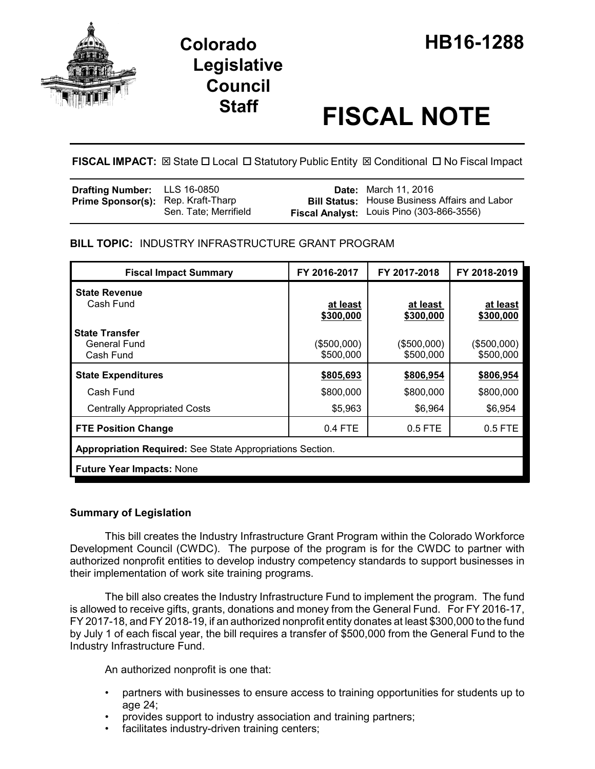# Colorado Legislative Council Staff

# HB16-1288

# FISCAL NOTE

**FISCAL IMPACT:** ☒ State ☐ Local ☐ Statutory Public Entity ☒ Conditional ☐ No Fiscal Impact

| | | | |
|---|---|---|---|
| **Drafting Number:** | LLS 16-0850 | **Date:** | March 11, 2016 |
| **Prime Sponsor(s):** | Rep. Kraft-Tharp<br>Sen. Tate; Merrifield | **Bill Status:** | House Business Affairs and Labor |
| | | **Fiscal Analyst:** | Louis Pino (303-866-3556) |

## BILL TOPIC: INDUSTRY INFRASTRUCTURE GRANT PROGRAM

| Fiscal Impact Summary | FY 2016-2017 | FY 2017-2018 | FY 2018-2019 |
|---|---|---|---|
| **State Revenue** | | | |
| Cash Fund | at least $300,000 | at least $300,000 | at least $300,000 |
| **State Transfer** | | | |
| General Fund | ($500,000) | ($500,000) | ($500,000) |
| Cash Fund | $500,000 | $500,000 | $500,000 |
| **State Expenditures** | **$805,693** | **$806,954** | **$806,954** |
| Cash Fund | $800,000 | $800,000 | $800,000 |
| Centrally Appropriated Costs | $5,963 | $6,964 | $6,954 |
| **FTE Position Change** | 0.4 FTE | 0.5 FTE | 0.5 FTE |
| **Appropriation Required:** See State Appropriations Section. | | | |
| **Future Year Impacts:** None | | | |

### Summary of Legislation

This bill creates the Industry Infrastructure Grant Program within the Colorado Workforce Development Council (CWDC). The purpose of the program is for the CWDC to partner with authorized nonprofit entities to develop industry competency standards to support businesses in their implementation of work site training programs.

The bill also creates the Industry Infrastructure Fund to implement the program. The fund is allowed to receive gifts, grants, donations and money from the General Fund. For FY 2016-17, FY 2017-18, and FY 2018-19, if an authorized nonprofit entity donates at least $300,000 to the fund by July 1 of each fiscal year, the bill requires a transfer of $500,000 from the General Fund to the Industry Infrastructure Fund.

An authorized nonprofit is one that:

- partners with businesses to ensure access to training opportunities for students up to age 24;
- provides support to industry association and training partners;
- facilitates industry-driven training centers;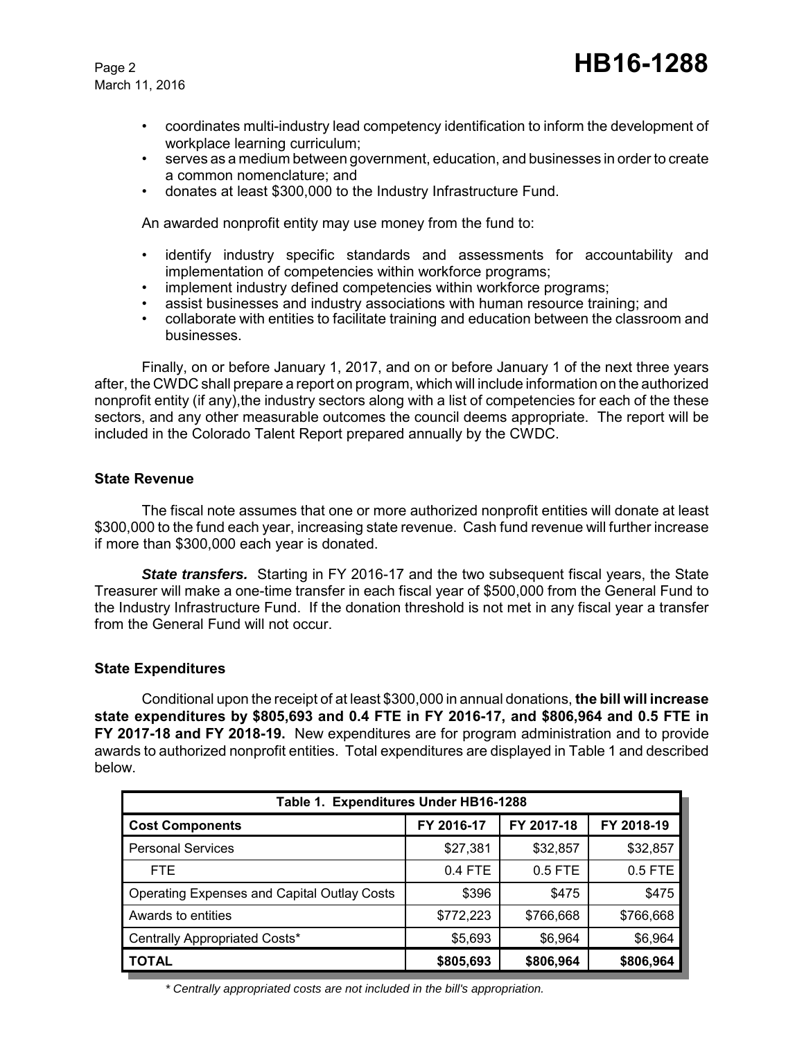- coordinates multi-industry lead competency identification to inform the development of workplace learning curriculum;
- serves as a medium between government, education, and businesses in order to create a common nomenclature; and
- donates at least $300,000 to the Industry Infrastructure Fund.

An awarded nonprofit entity may use money from the fund to:

- identify industry specific standards and assessments for accountability and implementation of competencies within workforce programs;
- implement industry defined competencies within workforce programs;
- assist businesses and industry associations with human resource training; and
- collaborate with entities to facilitate training and education between the classroom and businesses.

Finally, on or before January 1, 2017, and on or before January 1 of the next three years after, the CWDC shall prepare a report on program, which will include information on the authorized nonprofit entity (if any),the industry sectors along with a list of competencies for each of the these sectors, and any other measurable outcomes the council deems appropriate. The report will be included in the Colorado Talent Report prepared annually by the CWDC.

### State Revenue

The fiscal note assumes that one or more authorized nonprofit entities will donate at least $300,000 to the fund each year, increasing state revenue. Cash fund revenue will further increase if more than $300,000 each year is donated.

***State transfers.*** Starting in FY 2016-17 and the two subsequent fiscal years, the State Treasurer will make a one-time transfer in each fiscal year of $500,000 from the General Fund to the Industry Infrastructure Fund. If the donation threshold is not met in any fiscal year a transfer from the General Fund will not occur.

### State Expenditures

Conditional upon the receipt of at least $300,000 in annual donations, **the bill will increase state expenditures by $805,693 and 0.4 FTE in FY 2016-17, and $806,964 and 0.5 FTE in FY 2017-18 and FY 2018-19.** New expenditures are for program administration and to provide awards to authorized nonprofit entities. Total expenditures are displayed in Table 1 and described below.

| Table 1. Expenditures Under HB16-1288 | | | |
|---|---|---|---|
| **Cost Components** | **FY 2016-17** | **FY 2017-18** | **FY 2018-19** |
| Personal Services | $27,381 | $32,857 | $32,857 |
| FTE | 0.4 FTE | 0.5 FTE | 0.5 FTE |
| Operating Expenses and Capital Outlay Costs | $396 | $475 | $475 |
| Awards to entities | $772,223 | $766,668 | $766,668 |
| Centrally Appropriated Costs* | $5,693 | $6,964 | $6,964 |
| **TOTAL** | **$805,693** | **$806,964** | **$806,964** |

*\* Centrally appropriated costs are not included in the bill's appropriation.*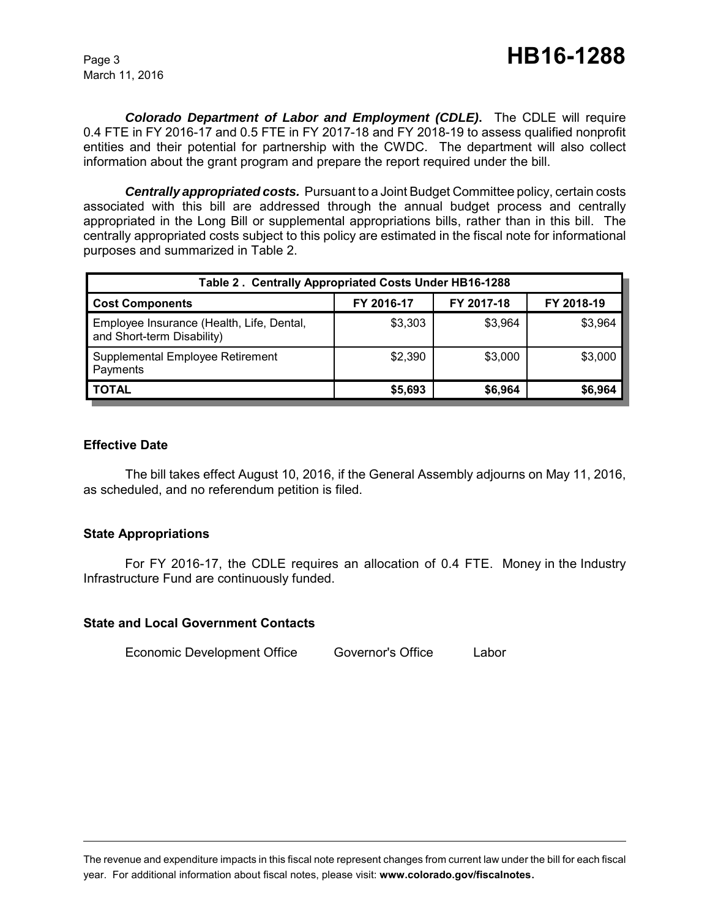***Colorado Department of Labor and Employment (CDLE).*** The CDLE will require 0.4 FTE in FY 2016-17 and 0.5 FTE in FY 2017-18 and FY 2018-19 to assess qualified nonprofit entities and their potential for partnership with the CWDC. The department will also collect information about the grant program and prepare the report required under the bill.

***Centrally appropriated costs.*** Pursuant to a Joint Budget Committee policy, certain costs associated with this bill are addressed through the annual budget process and centrally appropriated in the Long Bill or supplemental appropriations bills, rather than in this bill. The centrally appropriated costs subject to this policy are estimated in the fiscal note for informational purposes and summarized in Table 2.

| Table 2 . Centrally Appropriated Costs Under HB16-1288 | | | |
|---|---|---|---|
| **Cost Components** | **FY 2016-17** | **FY 2017-18** | **FY 2018-19** |
| Employee Insurance (Health, Life, Dental, and Short-term Disability) | $3,303 | $3,964 | $3,964 |
| Supplemental Employee Retirement Payments | $2,390 | $3,000 | $3,000 |
| **TOTAL** | **$5,693** | **$6,964** | **$6,964** |

### Effective Date

The bill takes effect August 10, 2016, if the General Assembly adjourns on May 11, 2016, as scheduled, and no referendum petition is filed.

### State Appropriations

For FY 2016-17, the CDLE requires an allocation of 0.4 FTE. Money in the Industry Infrastructure Fund are continuously funded.

### State and Local Government Contacts

Economic Development Office    Governor's Office    Labor

The revenue and expenditure impacts in this fiscal note represent changes from current law under the bill for each fiscal year. For additional information about fiscal notes, please visit: **www.colorado.gov/fiscalnotes.**